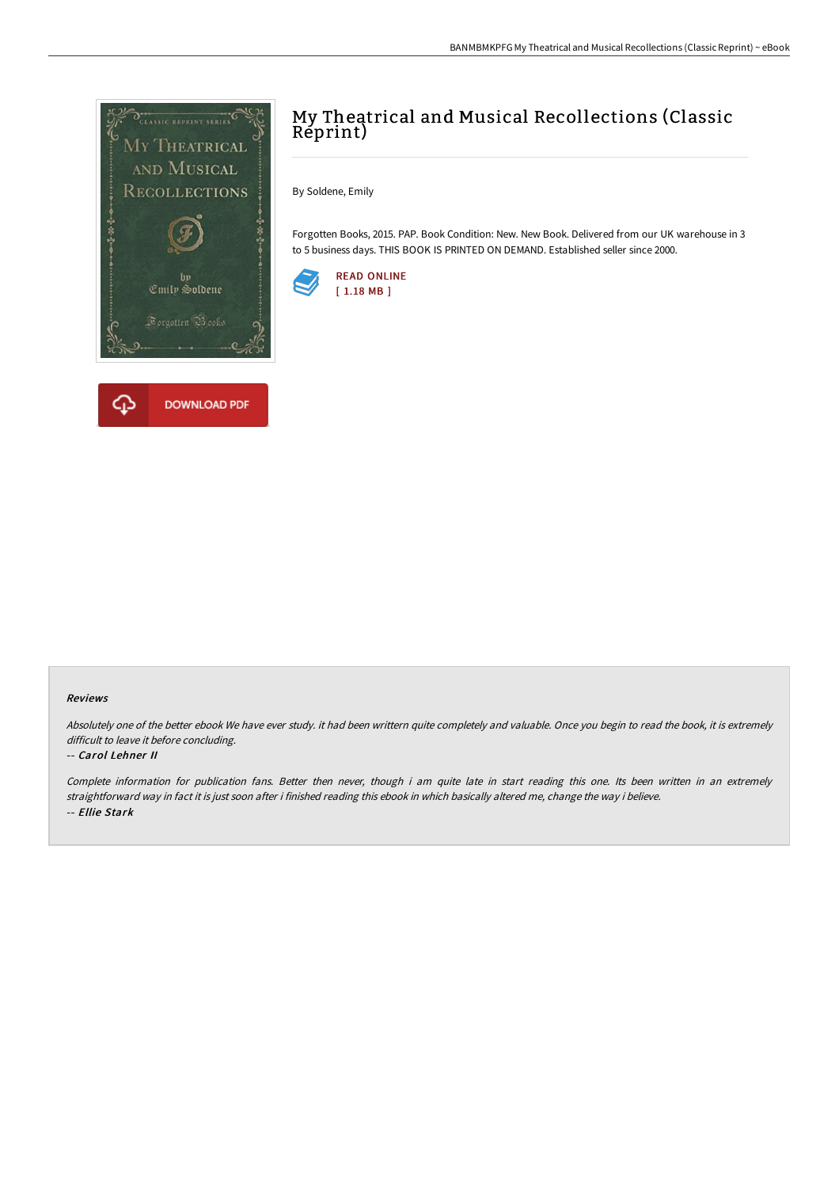# My Theatrical and Musical Recollections (Classic Reprint)

By Soldene, Emily

Forgotten Books, 2015. PAP. Book Condition: New. New Book. Delivered from our UK warehouse in 3 to 5 business days. THIS BOOK IS PRINTED ON DEMAND. Established seller since 2000.

READ ONLINE
[ 1.18 MB ]

DOWNLOAD PDF

### Reviews

*Absolutely one of the better ebook We have ever study. it had been writtern quite completely and valuable. Once you begin to read the book, it is extremely difficult to leave it before concluding.*

-- *Carol Lehner II*

*Complete information for publication fans. Better then never, though i am quite late in start reading this one. Its been written in an extremely straightforward way in fact it is just soon after i finished reading this ebook in which basically altered me, change the way i believe.*

-- *Ellie Stark*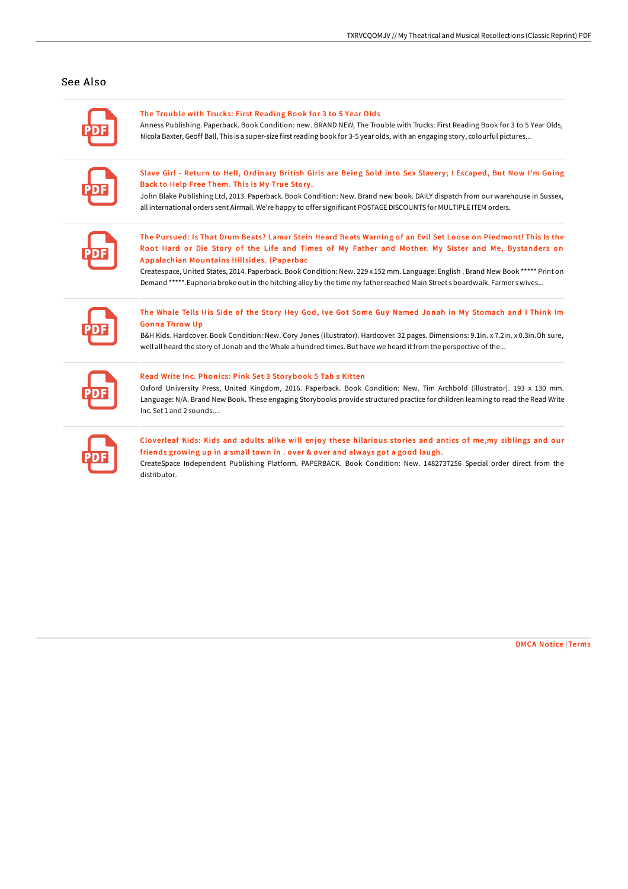## See Also

**The Trouble with Trucks: First Reading Book for 3 to 5 Year Olds**

Anness Publishing. Paperback. Book Condition: new. BRAND NEW, The Trouble with Trucks: First Reading Book for 3 to 5 Year Olds, Nicola Baxter, Geoff Ball, This is a super-size first reading book for 3-5 year olds, with an engaging story, colourful pictures...

**Slave Girl - Return to Hell, Ordinary British Girls are Being Sold into Sex Slavery; I Escaped, But Now I'm Going Back to Help Free Them. This is My True Story.**

John Blake Publishing Ltd, 2013. Paperback. Book Condition: New. Brand new book. DAILY dispatch from our warehouse in Sussex, all international orders sent Airmail. We're happy to offer significant POSTAGE DISCOUNTS for MULTIPLE ITEM orders.

**The Pursued: Is That Drum Beats? Lamar Stein Heard Beats Warning of an Evil Set Loose on Piedmont! This Is the Root Hard or Die Story of the Life and Times of My Father and Mother. My Sister and Me, Bystanders on Appalachian Mountains Hillsides. (Paperbac**

Createspace, United States, 2014. Paperback. Book Condition: New. 229 x 152 mm. Language: English . Brand New Book ***** Print on Demand *****.Euphoria broke out in the hitching alley by the time my father reached Main Street s boardwalk. Farmer s wives...

**The Whale Tells His Side of the Story Hey God, Ive Got Some Guy Named Jonah in My Stomach and I Think Im Gonna Throw Up**

B&H Kids. Hardcover. Book Condition: New. Cory Jones (illustrator). Hardcover. 32 pages. Dimensions: 9.1in. x 7.2in. x 0.3in.Oh sure, well all heard the story of Jonah and the Whale a hundred times. But have we heard it from the perspective of the...

**Read Write Inc. Phonics: Pink Set 3 Storybook 5 Tab s Kitten**

Oxford University Press, United Kingdom, 2016. Paperback. Book Condition: New. Tim Archbold (illustrator). 193 x 130 mm. Language: N/A. Brand New Book. These engaging Storybooks provide structured practice for children learning to read the Read Write Inc. Set 1 and 2 sounds....

**Cloverleaf Kids: Kids and adults alike will enjoy these hilarious stories and antics of me,my siblings and our friends growing up in a small town in . over & over and always got a good laugh.**

CreateSpace Independent Publishing Platform. PAPERBACK. Book Condition: New. 1482737256 Special order direct from the distributor.

DMCA Notice | Terms